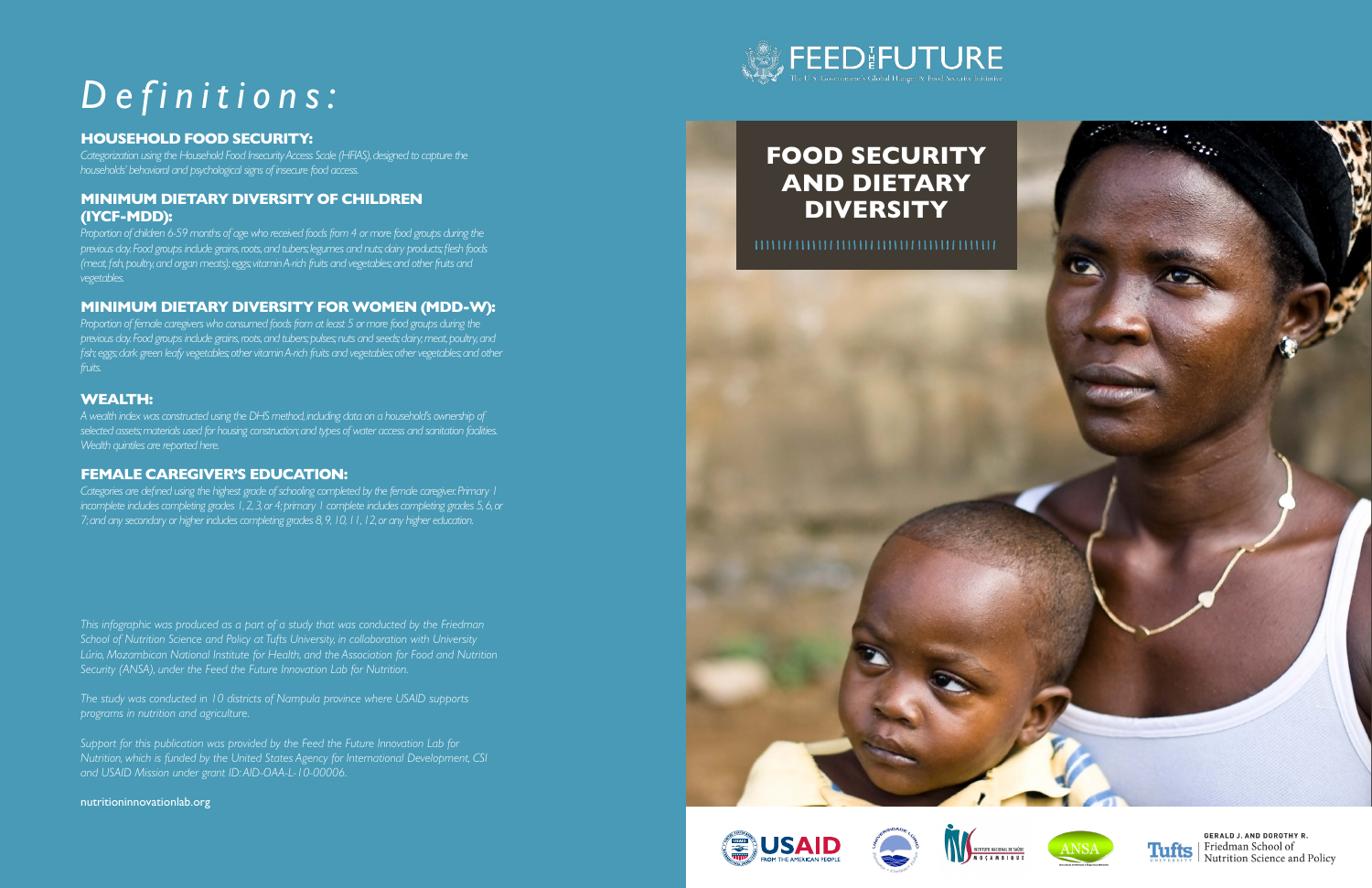# *Definitions:*

## HOUSEHOLD FOOD SECURITY:

*Categorization using the Household Food Insecurity Access Scale (HFIAS), designed to capture the households' behavioral and psychological signs of insecure food access.*

## MINIMUM DIETARY DIVERSITY OF CHILDREN (IYCF-MDD):

*Proportion of children 6-59 months of age who received foods from 4 or more food groups during the previous day. Food groups include grains, roots, and tubers; legumes and nuts; dairy products; flesh foods (meat, fish, poultry, and organ meats); eggs; vitamin A-rich fruits and vegetables; and other fruits and vegetables.*

## MINIMUM DIETARY DIVERSITY FOR WOMEN (MDD-W):

*Proportion of female caregivers who consumed foods from at least 5 or more food groups during the previous day. Food groups include grains, roots, and tubers; pulses; nuts and seeds; dairy; meat, poultry, and fish; eggs; dark green leafy vegetables; other vitamin A-rich fruits and vegetables; other vegetables; and other fruits.*

## WEALTH:

*A wealth index was constructed using the DHS method, including data on a household's ownership of selected assets; materials used for housing construction; and types of water access and sanitation facilities. Wealth quintiles are reported here.*

## FEMALE CAREGIVER'S EDUCATION:

*Categories are defined using the highest grade of schooling completed by the female caregiver. Primary 1 incomplete includes completing grades 1, 2, 3, or 4; primary 1 complete includes completing grades 5, 6, or 7; and any secondary or higher includes completing grades 8, 9, 10, 11, 12, or any higher education.*

*This infographic was produced as a part of a study that was conducted by the Friedman School of Nutrition Science and Policy at Tufts University, in collaboration with University Lúrio, Mozambican National Institute for Health, and the Association for Food and Nutrition Security (ANSA), under the Feed the Future Innovation Lab for Nutrition.*

*The study was conducted in 10 districts of Nampula province where USAID supports programs in nutrition and agriculture.*

*Support for this publication was provided by the Feed the Future Innovation Lab for Nutrition, which is funded by the United States Agency for International Development, CSI and USAID Mission under grant ID: AID-OAA-L-10-00006.*

nutritioninnovationlab.org

FEED THE FUTURE
The U.S. Government's Global Hunger & Food Security Initiative

# FOOD SECURITY AND DIETARY DIVERSITY

USAID FROM THE AMERICAN PEOPLE

ANSA

Tufts UNIVERSITY — GERALD J. AND DOROTHY R. Friedman School of Nutrition Science and Policy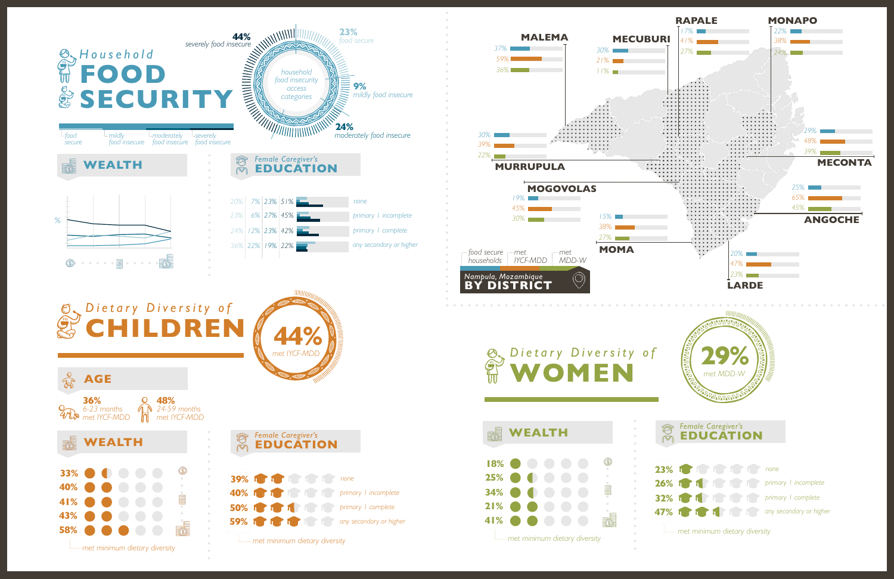# Household FOOD SECURITY

44% severely food insecure

23% food secure

9% mildly food insecure

24% moderately food insecure

household food insecurity access categories

food secure · mildly food insecure · moderately food insecure · severely food insecure

## WEALTH

%

## Female Caregiver's EDUCATION

| | | | | |
|---|---|---|---|---|
| 20% | 7% | 23% | 51% | none |
| 23% | 6% | 27% | 45% | primary / incomplete |
| 24% | 12% | 23% | 42% | primary / complete |
| 36% | 22% | 19% | 22% | any secondary or higher |

# Nampula, Mozambique BY DISTRICT

food secure households · met IYCF-MDD · met MDD-W

| District | food secure households | met IYCF-MDD | met MDD-W |
|---|---|---|---|
| MALEMA | 37% | 59% | 36% |
| MECUBURI | 30% | 21% | 11% |
| RAPALE | 17% | 41% | 27% |
| MONAPO | 22% | 38% | 24% |
| MURRUPULA | 30% | 39% | 22% |
| MECONTA | 29% | 48% | 39% |
| MOGOVOLAS | 19% | 45% | 30% |
| ANGOCHE | 25% | 65% | 45% |
| MOMA | 15% | 38% | 27% |
| LARDE | 20% | 47% | 23% |

# Dietary Diversity of CHILDREN

44% met IYCF-MDD

## AGE

36% 6-23 months met IYCF-MDD

48% 24-59 months met IYCF-MDD

## WEALTH

33%
40%
41%
43%
58%

met minimum dietary diversity

## Female Caregiver's EDUCATION

39% none
40% primary / incomplete
50% primary / complete
59% any secondary or higher

met minimum dietary diversity

# Dietary Diversity of WOMEN

29% met MDD-W

## WEALTH

18%
25%
34%
21%
41%

met minimum dietary diversity

## Female Caregiver's EDUCATION

23% none
26% primary / incomplete
32% primary / complete
47% any secondary or higher

met minimum dietary diversity